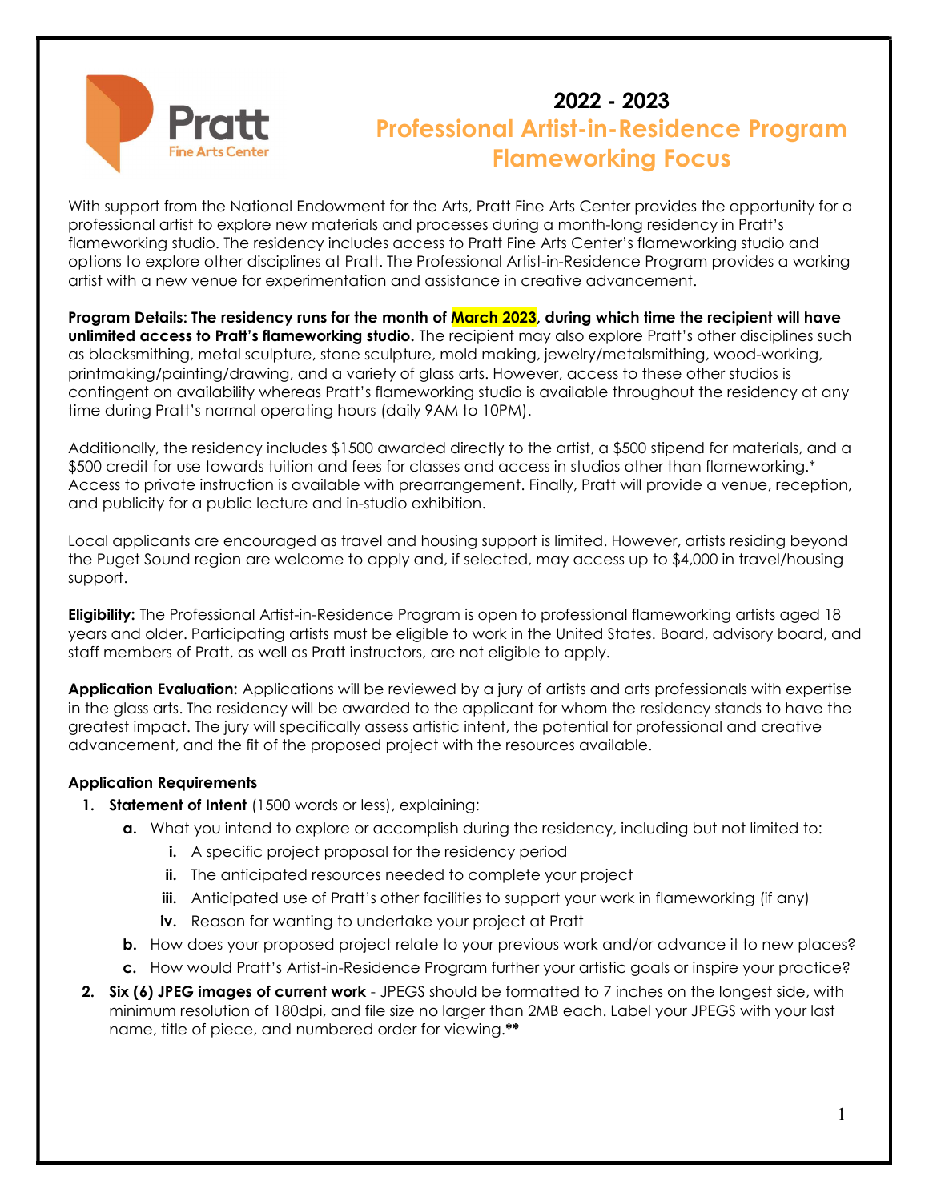# 2022 - 2023

# Professional Artist-in-Residence Program Flameworking Focus

With support from the National Endowment for the Arts, Pratt Fine Arts Center provides the opportunity for a professional artist to explore new materials and processes during a month-long residency in Pratt's flameworking studio. The residency includes access to Pratt Fine Arts Center's flameworking studio and options to explore other disciplines at Pratt. The Professional Artist-in-Residence Program provides a working artist with a new venue for experimentation and assistance in creative advancement.

**Program Details: The residency runs for the month of March 2023, during which time the recipient will have unlimited access to Pratt's flameworking studio.** The recipient may also explore Pratt's other disciplines such as blacksmithing, metal sculpture, stone sculpture, mold making, jewelry/metalsmithing, wood-working, printmaking/painting/drawing, and a variety of glass arts. However, access to these other studios is contingent on availability whereas Pratt's flameworking studio is available throughout the residency at any time during Pratt's normal operating hours (daily 9AM to 10PM).

Additionally, the residency includes $1500 awarded directly to the artist, a $500 stipend for materials, and a $500 credit for use towards tuition and fees for classes and access in studios other than flameworking.* Access to private instruction is available with prearrangement. Finally, Pratt will provide a venue, reception, and publicity for a public lecture and in-studio exhibition.

Local applicants are encouraged as travel and housing support is limited. However, artists residing beyond the Puget Sound region are welcome to apply and, if selected, may access up to $4,000 in travel/housing support.

**Eligibility:** The Professional Artist-in-Residence Program is open to professional flameworking artists aged 18 years and older. Participating artists must be eligible to work in the United States. Board, advisory board, and staff members of Pratt, as well as Pratt instructors, are not eligible to apply.

**Application Evaluation:** Applications will be reviewed by a jury of artists and arts professionals with expertise in the glass arts. The residency will be awarded to the applicant for whom the residency stands to have the greatest impact. The jury will specifically assess artistic intent, the potential for professional and creative advancement, and the fit of the proposed project with the resources available.

**Application Requirements**

1. **Statement of Intent** (1500 words or less), explaining:
   - **a.** What you intend to explore or accomplish during the residency, including but not limited to:
     - **i.** A specific project proposal for the residency period
     - **ii.** The anticipated resources needed to complete your project
     - **iii.** Anticipated use of Pratt's other facilities to support your work in flameworking (if any)
     - **iv.** Reason for wanting to undertake your project at Pratt
   - **b.** How does your proposed project relate to your previous work and/or advance it to new places?
   - **c.** How would Pratt's Artist-in-Residence Program further your artistic goals or inspire your practice?
2. **Six (6) JPEG images of current work** - JPEGS should be formatted to 7 inches on the longest side, with minimum resolution of 180dpi, and file size no larger than 2MB each. Label your JPEGS with your last name, title of piece, and numbered order for viewing.**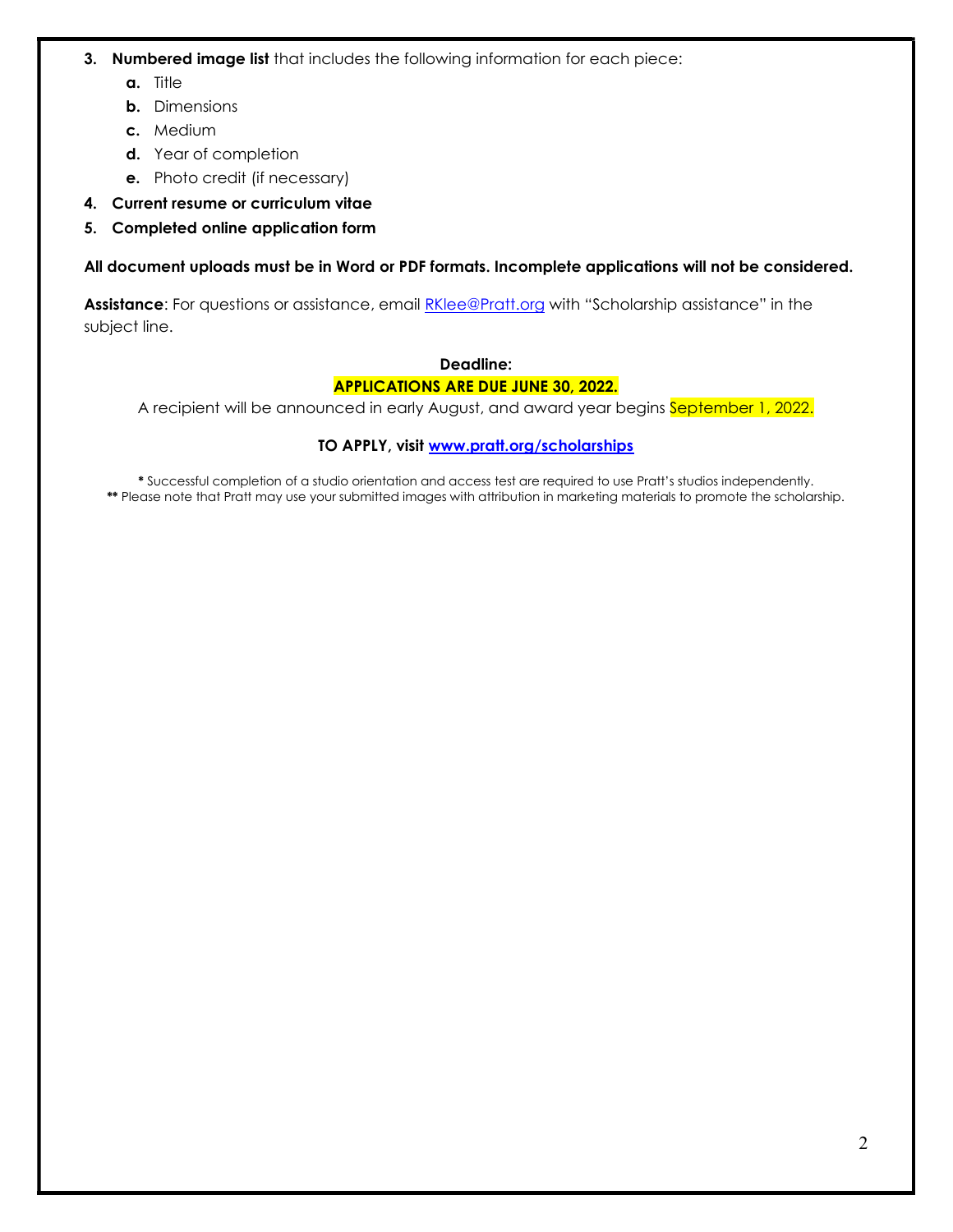3. **Numbered image list** that includes the following information for each piece:
    a. Title
    b. Dimensions
    c. Medium
    d. Year of completion
    e. Photo credit (if necessary)
4. **Current resume or curriculum vitae**
5. **Completed online application form**

**All document uploads must be in Word or PDF formats. Incomplete applications will not be considered.**

**Assistance**: For questions or assistance, email [RKlee@Pratt.org](mailto:RKlee@Pratt.org) with "Scholarship assistance" in the subject line.

**Deadline:**

**APPLICATIONS ARE DUE JUNE 30, 2022.**

A recipient will be announced in early August, and award year begins September 1, 2022.

**TO APPLY, visit [www.pratt.org/scholarships](http://www.pratt.org/scholarships)**

**\*** Successful completion of a studio orientation and access test are required to use Pratt's studios independently.

**\*\*** Please note that Pratt may use your submitted images with attribution in marketing materials to promote the scholarship.